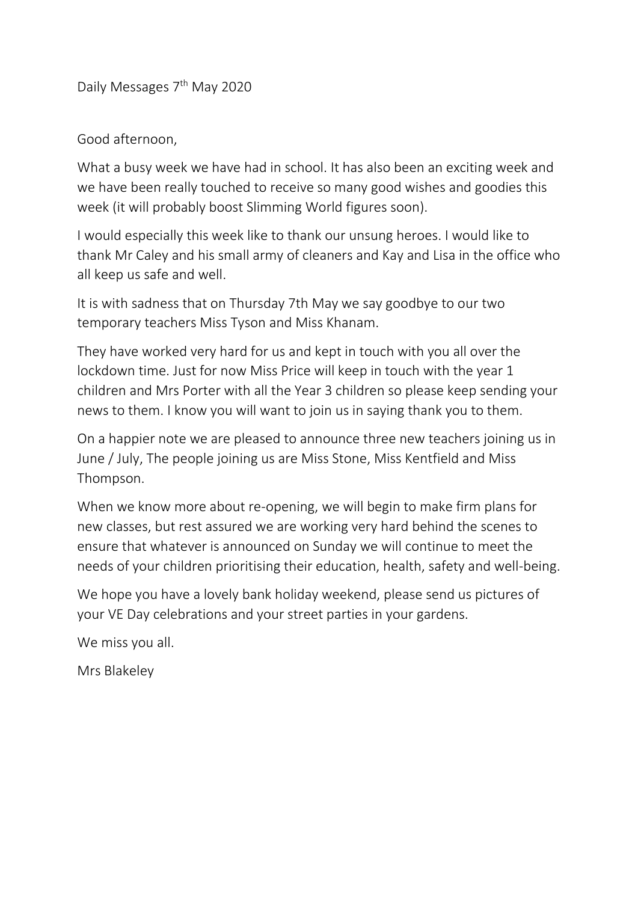Daily Messages 7th May 2020

Good afternoon,

What a busy week we have had in school. It has also been an exciting week and we have been really touched to receive so many good wishes and goodies this week (it will probably boost Slimming World figures soon).

I would especially this week like to thank our unsung heroes. I would like to thank Mr Caley and his small army of cleaners and Kay and Lisa in the office who all keep us safe and well.

It is with sadness that on Thursday 7th May we say goodbye to our two temporary teachers Miss Tyson and Miss Khanam.

They have worked very hard for us and kept in touch with you all over the lockdown time. Just for now Miss Price will keep in touch with the year 1 children and Mrs Porter with all the Year 3 children so please keep sending your news to them. I know you will want to join us in saying thank you to them.

On a happier note we are pleased to announce three new teachers joining us in June / July, The people joining us are Miss Stone, Miss Kentfield and Miss Thompson.

When we know more about re-opening, we will begin to make firm plans for new classes, but rest assured we are working very hard behind the scenes to ensure that whatever is announced on Sunday we will continue to meet the needs of your children prioritising their education, health, safety and well-being.

We hope you have a lovely bank holiday weekend, please send us pictures of your VE Day celebrations and your street parties in your gardens.

We miss you all.

Mrs Blakeley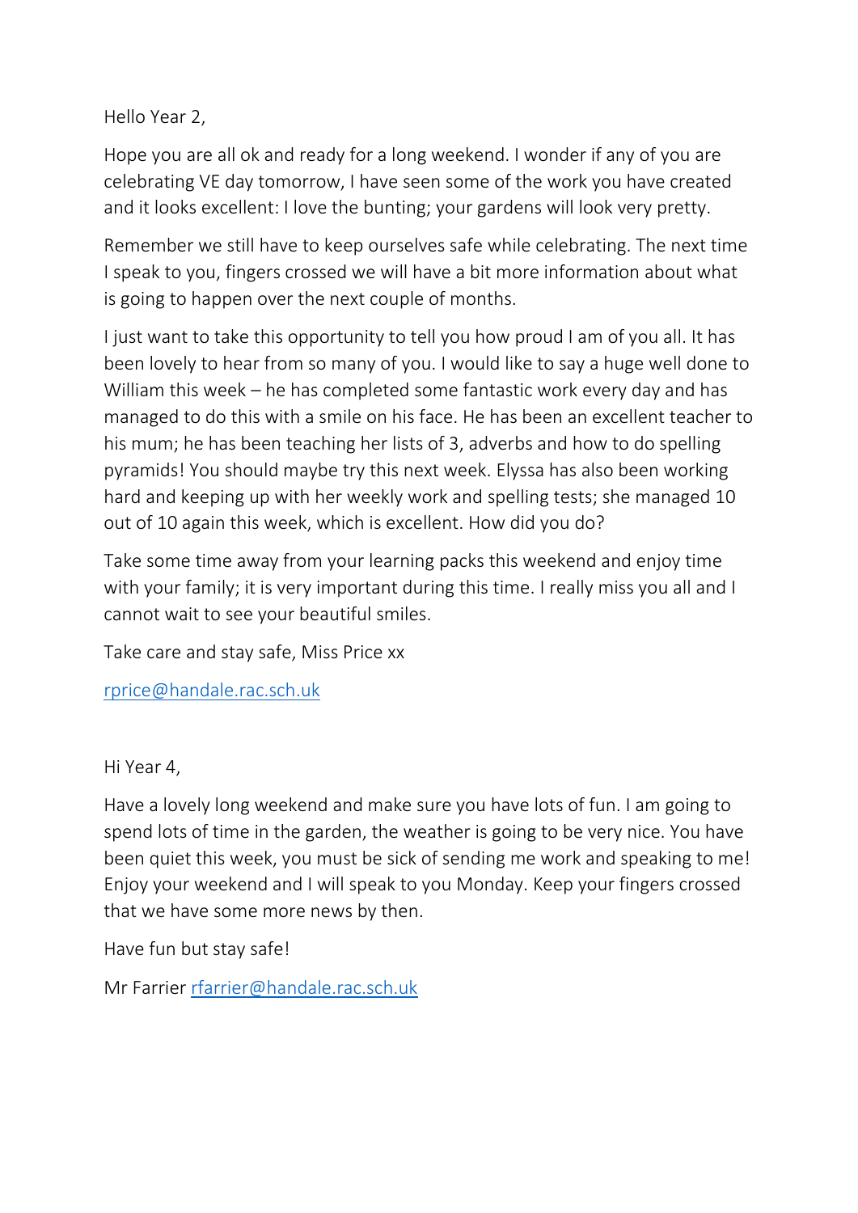Hello Year 2,

Hope you are all ok and ready for a long weekend. I wonder if any of you are celebrating VE day tomorrow, I have seen some of the work you have created and it looks excellent: I love the bunting; your gardens will look very pretty.

Remember we still have to keep ourselves safe while celebrating. The next time I speak to you, fingers crossed we will have a bit more information about what is going to happen over the next couple of months.

I just want to take this opportunity to tell you how proud I am of you all. It has been lovely to hear from so many of you. I would like to say a huge well done to William this week – he has completed some fantastic work every day and has managed to do this with a smile on his face. He has been an excellent teacher to his mum; he has been teaching her lists of 3, adverbs and how to do spelling pyramids! You should maybe try this next week. Elyssa has also been working hard and keeping up with her weekly work and spelling tests; she managed 10 out of 10 again this week, which is excellent. How did you do?

Take some time away from your learning packs this weekend and enjoy time with your family; it is very important during this time. I really miss you all and I cannot wait to see your beautiful smiles.

Take care and stay safe, Miss Price xx

rprice@handale.rac.sch.uk

Hi Year 4,

Have a lovely long weekend and make sure you have lots of fun. I am going to spend lots of time in the garden, the weather is going to be very nice. You have been quiet this week, you must be sick of sending me work and speaking to me! Enjoy your weekend and I will speak to you Monday. Keep your fingers crossed that we have some more news by then.

Have fun but stay safe!

Mr Farrier rfarrier@handale.rac.sch.uk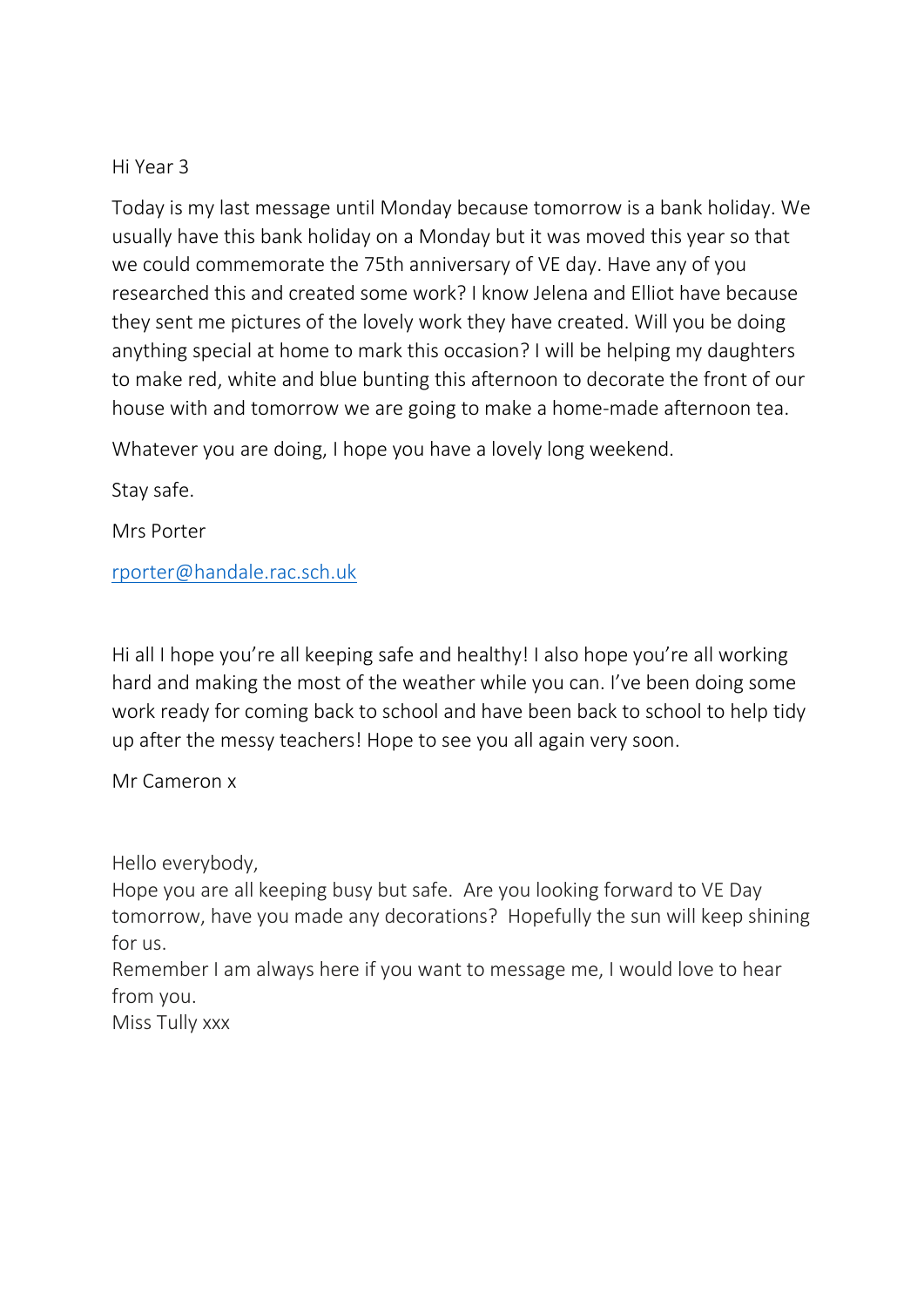Hi Year 3

Today is my last message until Monday because tomorrow is a bank holiday. We usually have this bank holiday on a Monday but it was moved this year so that we could commemorate the 75th anniversary of VE day. Have any of you researched this and created some work? I know Jelena and Elliot have because they sent me pictures of the lovely work they have created. Will you be doing anything special at home to mark this occasion? I will be helping my daughters to make red, white and blue bunting this afternoon to decorate the front of our house with and tomorrow we are going to make a home-made afternoon tea.

Whatever you are doing, I hope you have a lovely long weekend.

Stay safe.

Mrs Porter

rporter@handale.rac.sch.uk

Hi all I hope you're all keeping safe and healthy! I also hope you're all working hard and making the most of the weather while you can. I've been doing some work ready for coming back to school and have been back to school to help tidy up after the messy teachers! Hope to see you all again very soon.

Mr Cameron x

Hello everybody,
Hope you are all keeping busy but safe. Are you looking forward to VE Day tomorrow, have you made any decorations? Hopefully the sun will keep shining for us.
Remember I am always here if you want to message me, I would love to hear from you.
Miss Tully xxx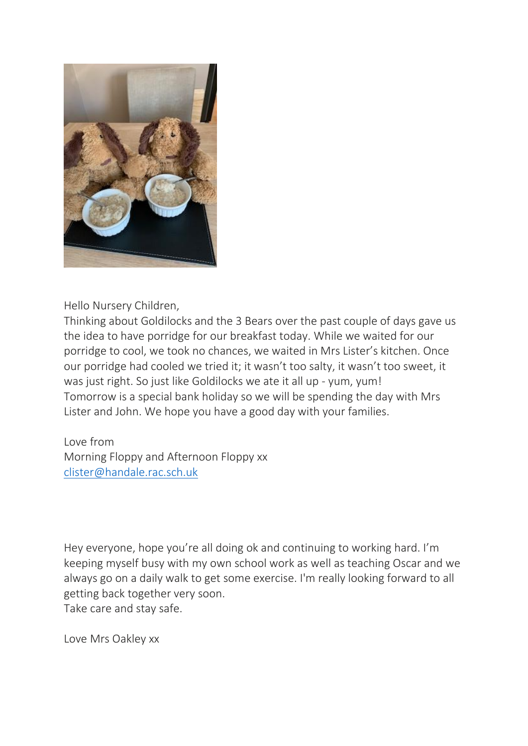Hello Nursery Children,
Thinking about Goldilocks and the 3 Bears over the past couple of days gave us the idea to have porridge for our breakfast today. While we waited for our porridge to cool, we took no chances, we waited in Mrs Lister's kitchen. Once our porridge had cooled we tried it; it wasn't too salty, it wasn't too sweet, it was just right. So just like Goldilocks we ate it all up - yum, yum!
Tomorrow is a special bank holiday so we will be spending the day with Mrs Lister and John. We hope you have a good day with your families.

Love from
Morning Floppy and Afternoon Floppy xx
clister@handale.rac.sch.uk

Hey everyone, hope you're all doing ok and continuing to working hard. I'm keeping myself busy with my own school work as well as teaching Oscar and we always go on a daily walk to get some exercise. I'm really looking forward to all getting back together very soon.
Take care and stay safe.

Love Mrs Oakley xx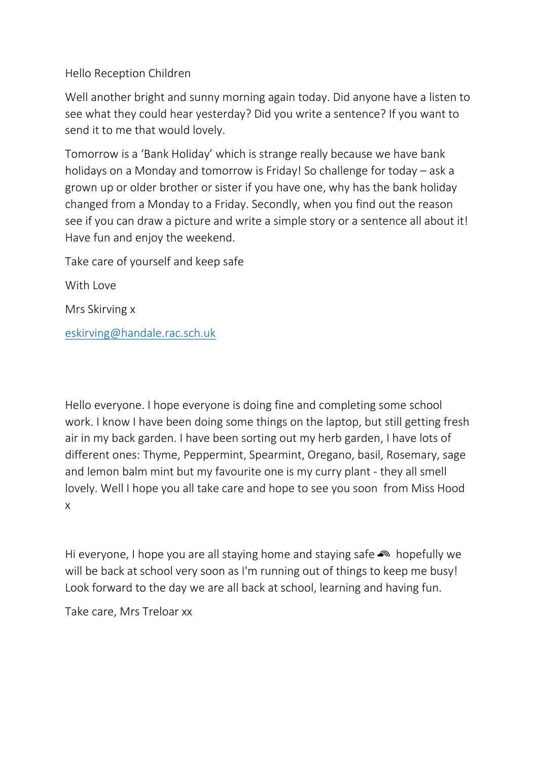Hello Reception Children

Well another bright and sunny morning again today. Did anyone have a listen to see what they could hear yesterday? Did you write a sentence? If you want to send it to me that would lovely.

Tomorrow is a 'Bank Holiday' which is strange really because we have bank holidays on a Monday and tomorrow is Friday! So challenge for today – ask a grown up or older brother or sister if you have one, why has the bank holiday changed from a Monday to a Friday. Secondly, when you find out the reason see if you can draw a picture and write a simple story or a sentence all about it! Have fun and enjoy the weekend.

Take care of yourself and keep safe

With Love

Mrs Skirving x

eskirving@handale.rac.sch.uk

Hello everyone. I hope everyone is doing fine and completing some school work. I know I have been doing some things on the laptop, but still getting fresh air in my back garden. I have been sorting out my herb garden, I have lots of different ones: Thyme, Peppermint, Spearmint, Oregano, basil, Rosemary, sage and lemon balm mint but my favourite one is my curry plant - they all smell lovely. Well I hope you all take care and hope to see you soon from Miss Hood x

Hi everyone, I hope you are all staying home and staying safe 🌈 hopefully we will be back at school very soon as I'm running out of things to keep me busy! Look forward to the day we are all back at school, learning and having fun.

Take care, Mrs Treloar xx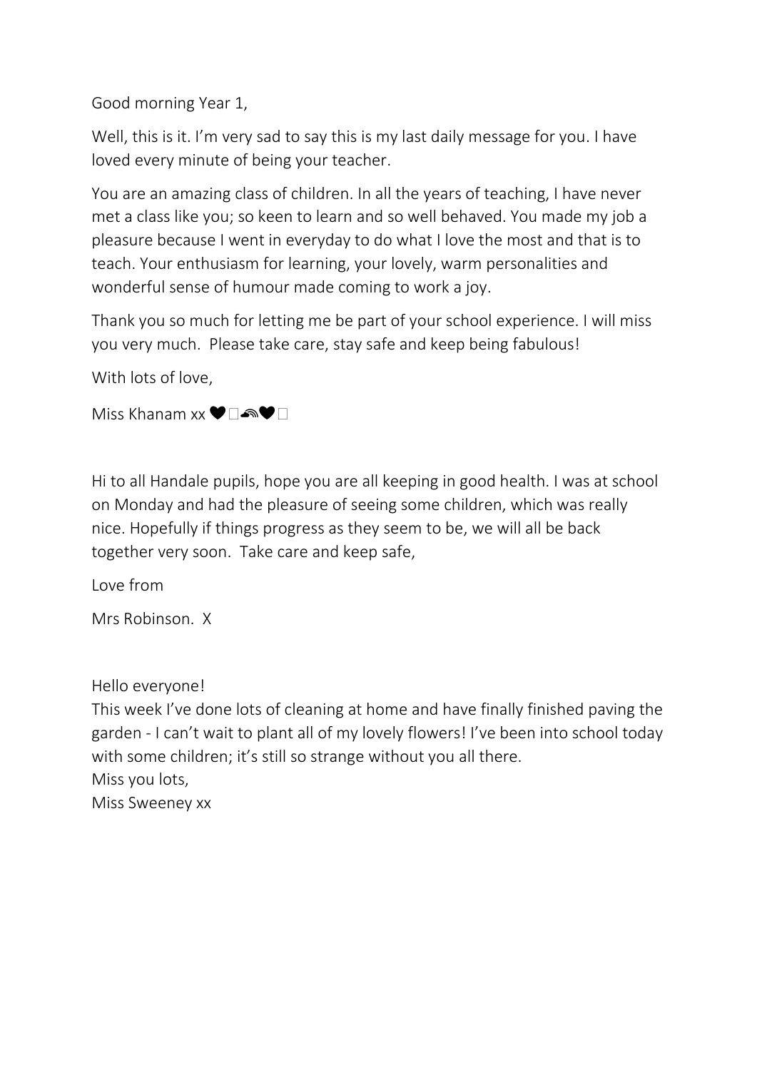Good morning Year 1,

Well, this is it. I'm very sad to say this is my last daily message for you. I have loved every minute of being your teacher.

You are an amazing class of children. In all the years of teaching, I have never met a class like you; so keen to learn and so well behaved. You made my job a pleasure because I went in everyday to do what I love the most and that is to teach. Your enthusiasm for learning, your lovely, warm personalities and wonderful sense of humour made coming to work a joy.

Thank you so much for letting me be part of your school experience. I will miss you very much. Please take care, stay safe and keep being fabulous!

With lots of love,

Miss Khanam xx ❤️🌈❤️

Hi to all Handale pupils, hope you are all keeping in good health. I was at school on Monday and had the pleasure of seeing some children, which was really nice. Hopefully if things progress as they seem to be, we will all be back together very soon. Take care and keep safe,

Love from

Mrs Robinson. X

Hello everyone!
This week I've done lots of cleaning at home and have finally finished paving the garden - I can't wait to plant all of my lovely flowers! I've been into school today with some children; it's still so strange without you all there.
Miss you lots,
Miss Sweeney xx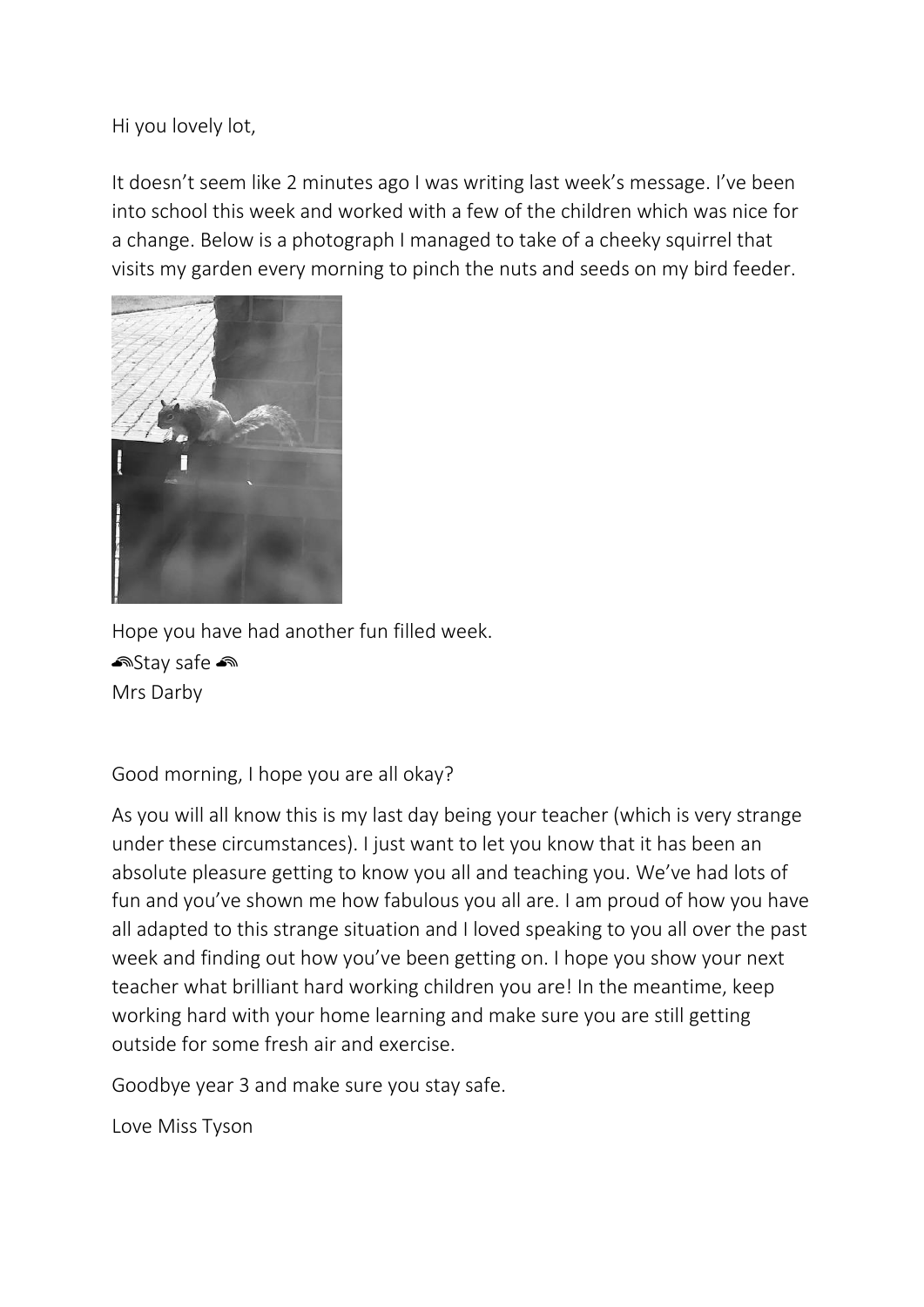Hi you lovely lot,

It doesn't seem like 2 minutes ago I was writing last week's message. I've been into school this week and worked with a few of the children which was nice for a change. Below is a photograph I managed to take of a cheeky squirrel that visits my garden every morning to pinch the nuts and seeds on my bird feeder.

Hope you have had another fun filled week.
🌈Stay safe 🌈
Mrs Darby

Good morning, I hope you are all okay?

As you will all know this is my last day being your teacher (which is very strange under these circumstances). I just want to let you know that it has been an absolute pleasure getting to know you all and teaching you. We've had lots of fun and you've shown me how fabulous you all are. I am proud of how you have all adapted to this strange situation and I loved speaking to you all over the past week and finding out how you've been getting on. I hope you show your next teacher what brilliant hard working children you are! In the meantime, keep working hard with your home learning and make sure you are still getting outside for some fresh air and exercise.

Goodbye year 3 and make sure you stay safe.

Love Miss Tyson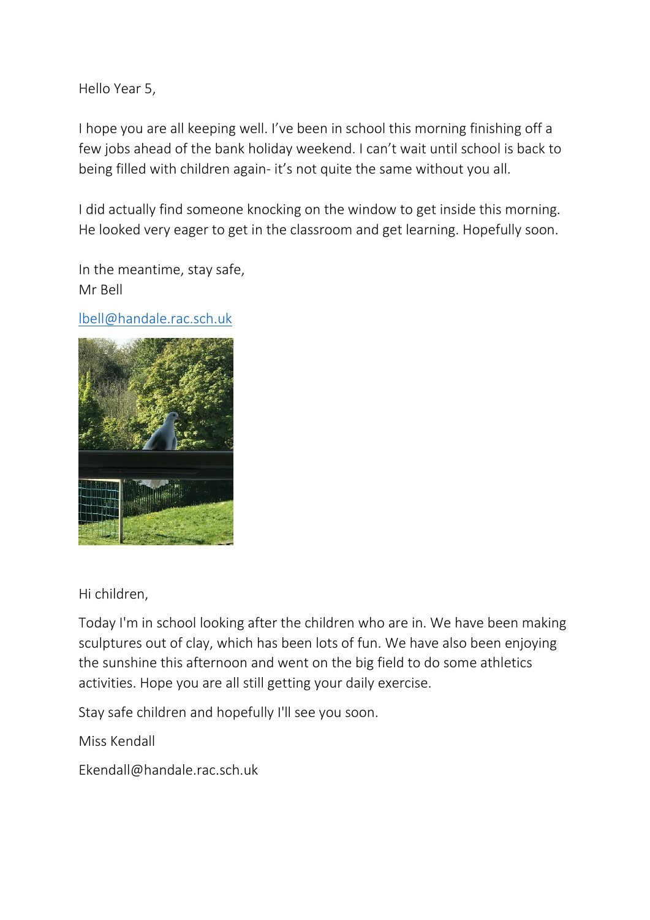Hello Year 5,

I hope you are all keeping well. I've been in school this morning finishing off a few jobs ahead of the bank holiday weekend. I can't wait until school is back to being filled with children again- it's not quite the same without you all.

I did actually find someone knocking on the window to get inside this morning. He looked very eager to get in the classroom and get learning. Hopefully soon.

In the meantime, stay safe,
Mr Bell

lbell@handale.rac.sch.uk

Hi children,

Today I'm in school looking after the children who are in. We have been making sculptures out of clay, which has been lots of fun. We have also been enjoying the sunshine this afternoon and went on the big field to do some athletics activities. Hope you are all still getting your daily exercise.

Stay safe children and hopefully I'll see you soon.

Miss Kendall

Ekendall@handale.rac.sch.uk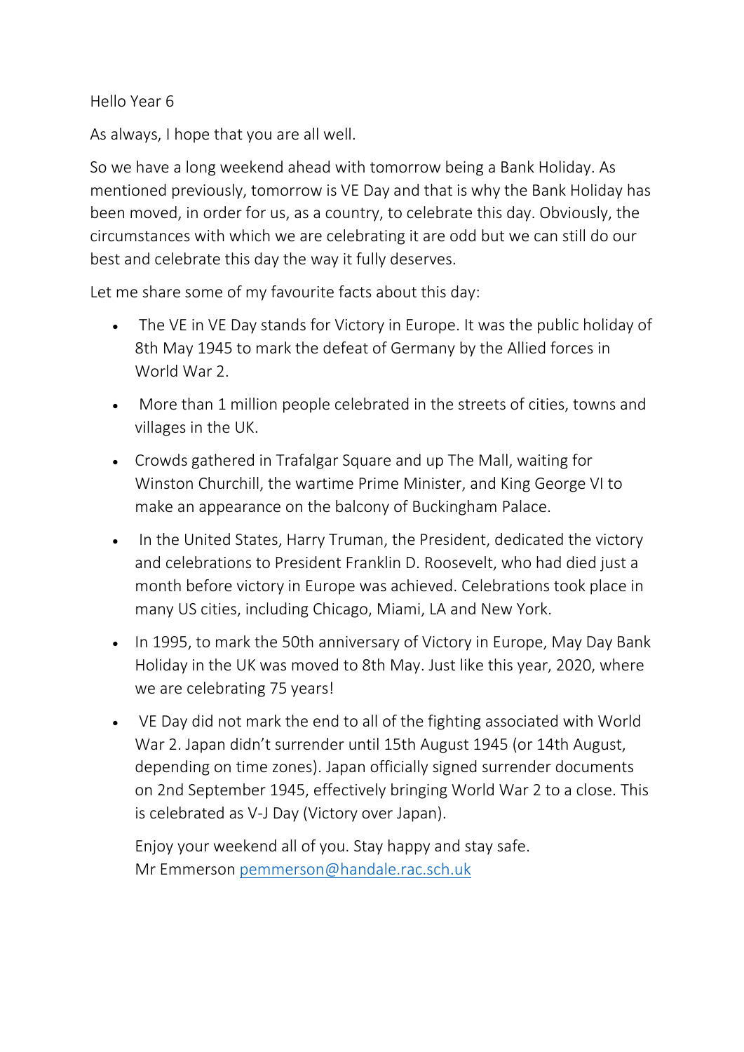Hello Year 6

As always, I hope that you are all well.

So we have a long weekend ahead with tomorrow being a Bank Holiday. As mentioned previously, tomorrow is VE Day and that is why the Bank Holiday has been moved, in order for us, as a country, to celebrate this day. Obviously, the circumstances with which we are celebrating it are odd but we can still do our best and celebrate this day the way it fully deserves.

Let me share some of my favourite facts about this day:

- The VE in VE Day stands for Victory in Europe. It was the public holiday of 8th May 1945 to mark the defeat of Germany by the Allied forces in World War 2.
- More than 1 million people celebrated in the streets of cities, towns and villages in the UK.
- Crowds gathered in Trafalgar Square and up The Mall, waiting for Winston Churchill, the wartime Prime Minister, and King George VI to make an appearance on the balcony of Buckingham Palace.
- In the United States, Harry Truman, the President, dedicated the victory and celebrations to President Franklin D. Roosevelt, who had died just a month before victory in Europe was achieved. Celebrations took place in many US cities, including Chicago, Miami, LA and New York.
- In 1995, to mark the 50th anniversary of Victory in Europe, May Day Bank Holiday in the UK was moved to 8th May. Just like this year, 2020, where we are celebrating 75 years!
- VE Day did not mark the end to all of the fighting associated with World War 2. Japan didn't surrender until 15th August 1945 (or 14th August, depending on time zones). Japan officially signed surrender documents on 2nd September 1945, effectively bringing World War 2 to a close. This is celebrated as V-J Day (Victory over Japan).

Enjoy your weekend all of you. Stay happy and stay safe.
Mr Emmerson pemmerson@handale.rac.sch.uk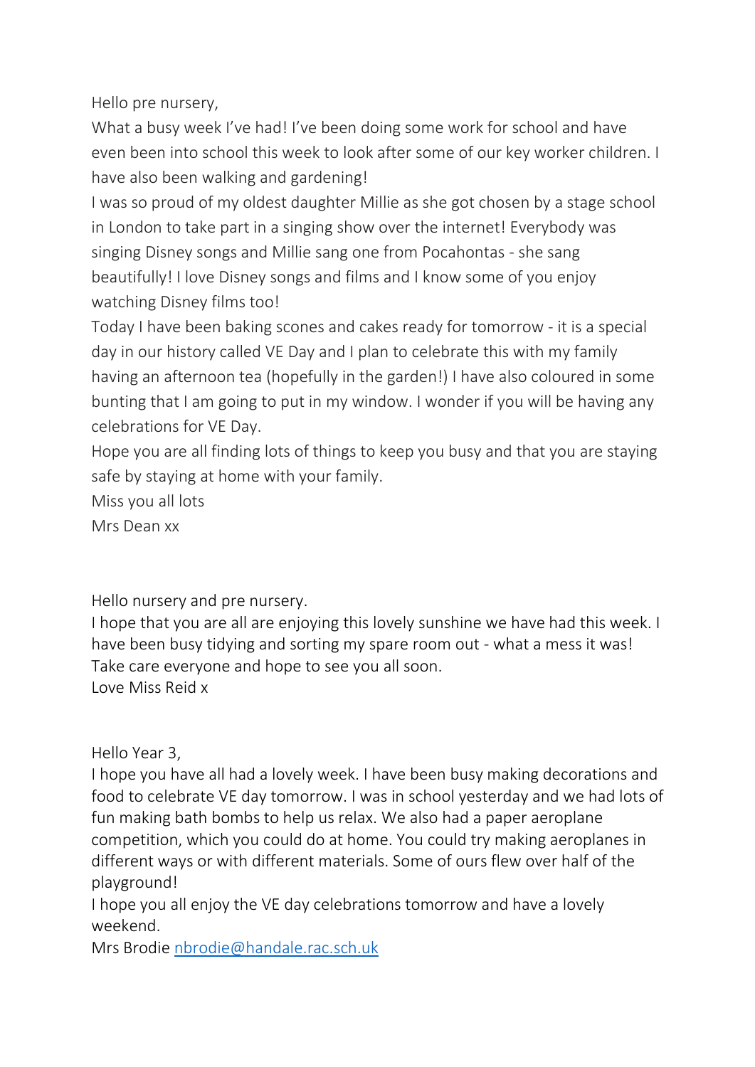Hello pre nursery,

What a busy week I've had! I've been doing some work for school and have even been into school this week to look after some of our key worker children. I have also been walking and gardening!

I was so proud of my oldest daughter Millie as she got chosen by a stage school in London to take part in a singing show over the internet! Everybody was singing Disney songs and Millie sang one from Pocahontas - she sang beautifully! I love Disney songs and films and I know some of you enjoy watching Disney films too!

Today I have been baking scones and cakes ready for tomorrow - it is a special day in our history called VE Day and I plan to celebrate this with my family having an afternoon tea (hopefully in the garden!) I have also coloured in some bunting that I am going to put in my window. I wonder if you will be having any celebrations for VE Day.

Hope you are all finding lots of things to keep you busy and that you are staying safe by staying at home with your family.

Miss you all lots

Mrs Dean xx

Hello nursery and pre nursery.

I hope that you are all are enjoying this lovely sunshine we have had this week. I have been busy tidying and sorting my spare room out - what a mess it was! Take care everyone and hope to see you all soon.

Love Miss Reid x

Hello Year 3,

I hope you have all had a lovely week. I have been busy making decorations and food to celebrate VE day tomorrow. I was in school yesterday and we had lots of fun making bath bombs to help us relax. We also had a paper aeroplane competition, which you could do at home. You could try making aeroplanes in different ways or with different materials. Some of ours flew over half of the playground!

I hope you all enjoy the VE day celebrations tomorrow and have a lovely weekend.

Mrs Brodie nbrodie@handale.rac.sch.uk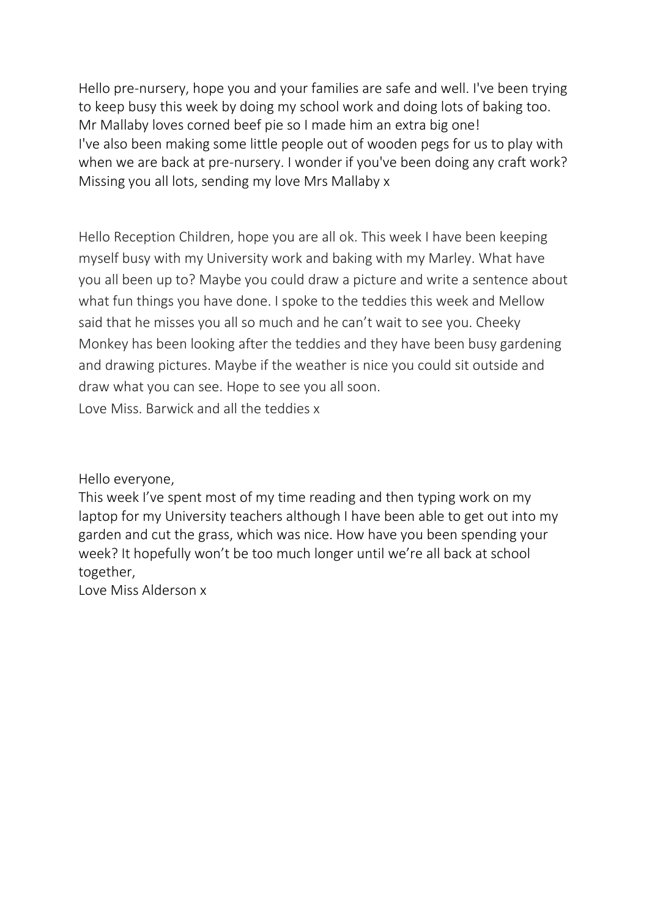Hello pre-nursery, hope you and your families are safe and well. I've been trying to keep busy this week by doing my school work and doing lots of baking too. Mr Mallaby loves corned beef pie so I made him an extra big one!
I've also been making some little people out of wooden pegs for us to play with when we are back at pre-nursery. I wonder if you've been doing any craft work? Missing you all lots, sending my love Mrs Mallaby x

Hello Reception Children, hope you are all ok. This week I have been keeping myself busy with my University work and baking with my Marley. What have you all been up to? Maybe you could draw a picture and write a sentence about what fun things you have done. I spoke to the teddies this week and Mellow said that he misses you all so much and he can't wait to see you. Cheeky Monkey has been looking after the teddies and they have been busy gardening and drawing pictures. Maybe if the weather is nice you could sit outside and draw what you can see. Hope to see you all soon.
Love Miss. Barwick and all the teddies x

Hello everyone,
This week I've spent most of my time reading and then typing work on my laptop for my University teachers although I have been able to get out into my garden and cut the grass, which was nice. How have you been spending your week? It hopefully won't be too much longer until we're all back at school together,
Love Miss Alderson x